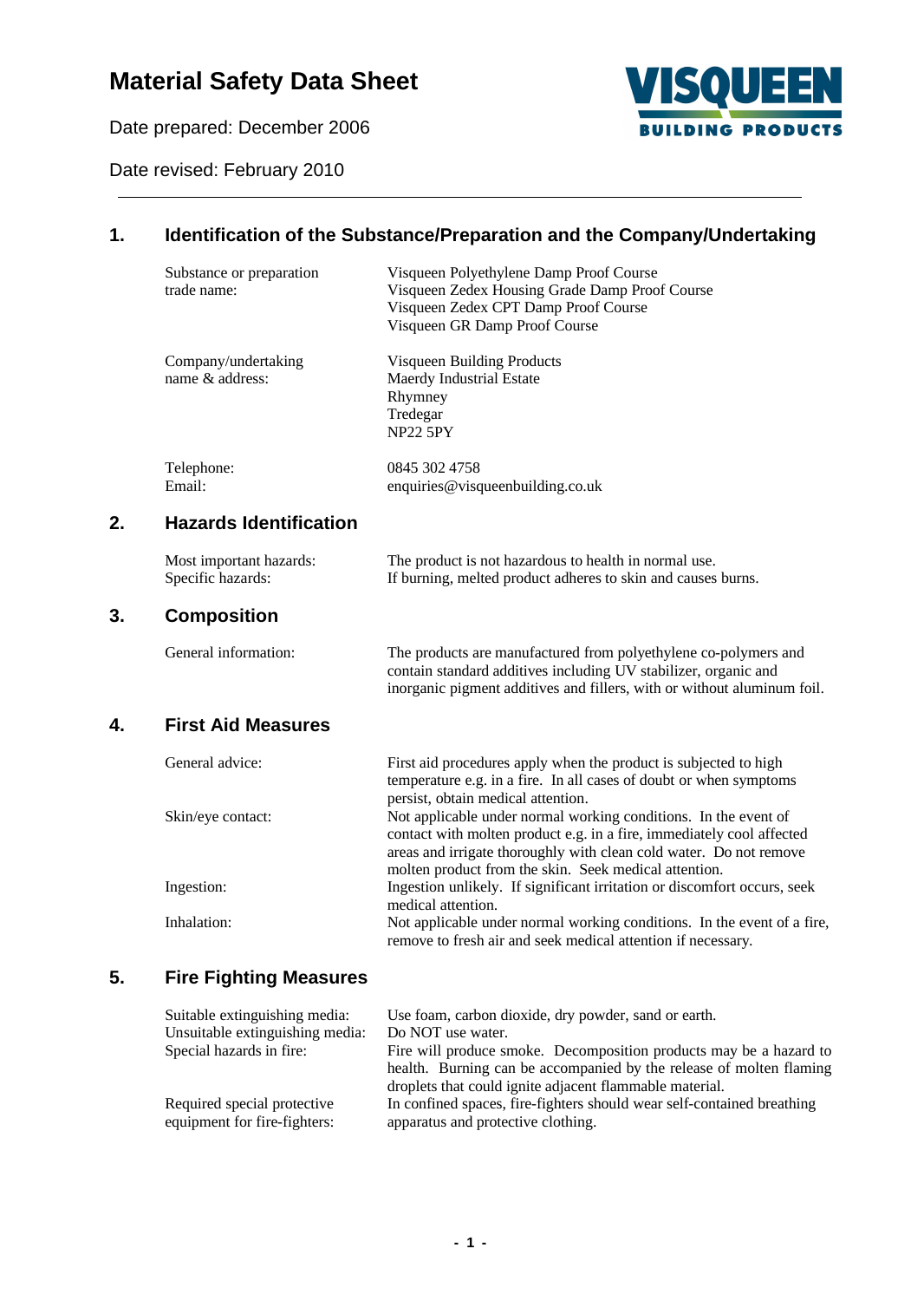# Material Safety Data Sheet

Date prepared: December 2006

Date revised: February 2010

---

## 1. Identification of the Substance/Preparation and the Company/Undertaking

| | |
|---|---|
| Substance or preparation trade name: | Visqueen Polyethylene Damp Proof Course<br>Visqueen Zedex Housing Grade Damp Proof Course<br>Visqueen Zedex CPT Damp Proof Course<br>Visqueen GR Damp Proof Course |
| Company/undertaking name & address: | Visqueen Building Products<br>Maerdy Industrial Estate<br>Rhymney<br>Tredegar<br>NP22 5PY |
| Telephone:<br>Email: | 0845 302 4758<br>enquiries@visqueenbuilding.co.uk |

## 2. Hazards Identification

| | |
|---|---|
| Most important hazards: | The product is not hazardous to health in normal use. |
| Specific hazards: | If burning, melted product adheres to skin and causes burns. |

## 3. Composition

| | |
|---|---|
| General information: | The products are manufactured from polyethylene co-polymers and contain standard additives including UV stabilizer, organic and inorganic pigment additives and fillers, with or without aluminum foil. |

## 4. First Aid Measures

| | |
|---|---|
| General advice: | First aid procedures apply when the product is subjected to high temperature e.g. in a fire. In all cases of doubt or when symptoms persist, obtain medical attention. |
| Skin/eye contact: | Not applicable under normal working conditions. In the event of contact with molten product e.g. in a fire, immediately cool affected areas and irrigate thoroughly with clean cold water. Do not remove molten product from the skin. Seek medical attention. |
| Ingestion: | Ingestion unlikely. If significant irritation or discomfort occurs, seek medical attention. |
| Inhalation: | Not applicable under normal working conditions. In the event of a fire, remove to fresh air and seek medical attention if necessary. |

## 5. Fire Fighting Measures

| | |
|---|---|
| Suitable extinguishing media: | Use foam, carbon dioxide, dry powder, sand or earth. |
| Unsuitable extinguishing media: | Do NOT use water. |
| Special hazards in fire: | Fire will produce smoke. Decomposition products may be a hazard to health. Burning can be accompanied by the release of molten flaming droplets that could ignite adjacent flammable material. |
| Required special protective equipment for fire-fighters: | In confined spaces, fire-fighters should wear self-contained breathing apparatus and protective clothing. |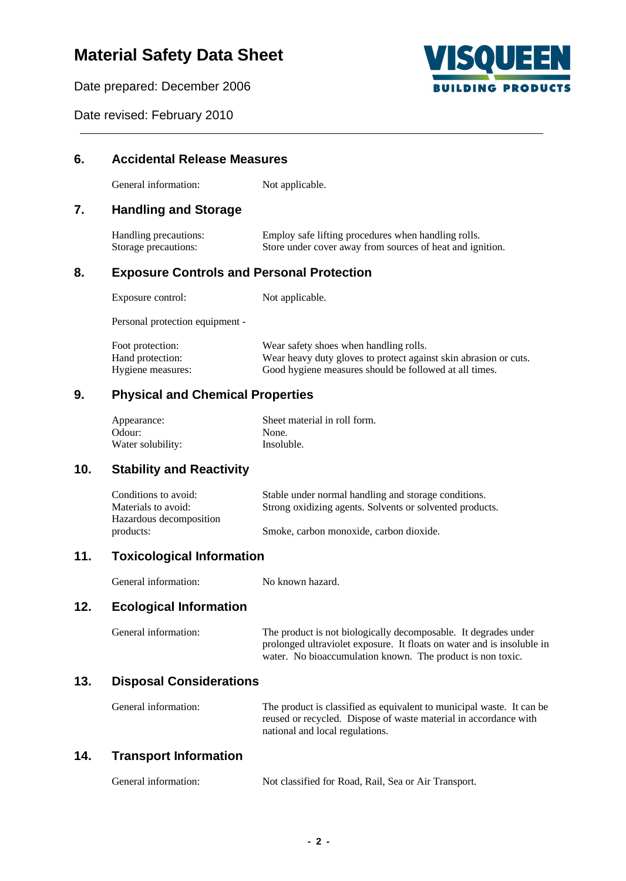# Material Safety Data Sheet

Date prepared: December 2006

Date revised: February 2010

## 6. Accidental Release Measures

| | |
|---|---|
| General information: | Not applicable. |

## 7. Handling and Storage

| | |
|---|---|
| Handling precautions: | Employ safe lifting procedures when handling rolls. |
| Storage precautions: | Store under cover away from sources of heat and ignition. |

## 8. Exposure Controls and Personal Protection

| | |
|---|---|
| Exposure control: | Not applicable. |

Personal protection equipment -

| | |
|---|---|
| Foot protection: | Wear safety shoes when handling rolls. |
| Hand protection: | Wear heavy duty gloves to protect against skin abrasion or cuts. |
| Hygiene measures: | Good hygiene measures should be followed at all times. |

## 9. Physical and Chemical Properties

| | |
|---|---|
| Appearance: | Sheet material in roll form. |
| Odour: | None. |
| Water solubility: | Insoluble. |

## 10. Stability and Reactivity

| | |
|---|---|
| Conditions to avoid: | Stable under normal handling and storage conditions. |
| Materials to avoid: | Strong oxidizing agents. Solvents or solvented products. |
| Hazardous decomposition products: | Smoke, carbon monoxide, carbon dioxide. |

## 11. Toxicological Information

| | |
|---|---|
| General information: | No known hazard. |

## 12. Ecological Information

| | |
|---|---|
| General information: | The product is not biologically decomposable. It degrades under prolonged ultraviolet exposure. It floats on water and is insoluble in water. No bioaccumulation known. The product is non toxic. |

## 13. Disposal Considerations

| | |
|---|---|
| General information: | The product is classified as equivalent to municipal waste. It can be reused or recycled. Dispose of waste material in accordance with national and local regulations. |

## 14. Transport Information

| | |
|---|---|
| General information: | Not classified for Road, Rail, Sea or Air Transport. |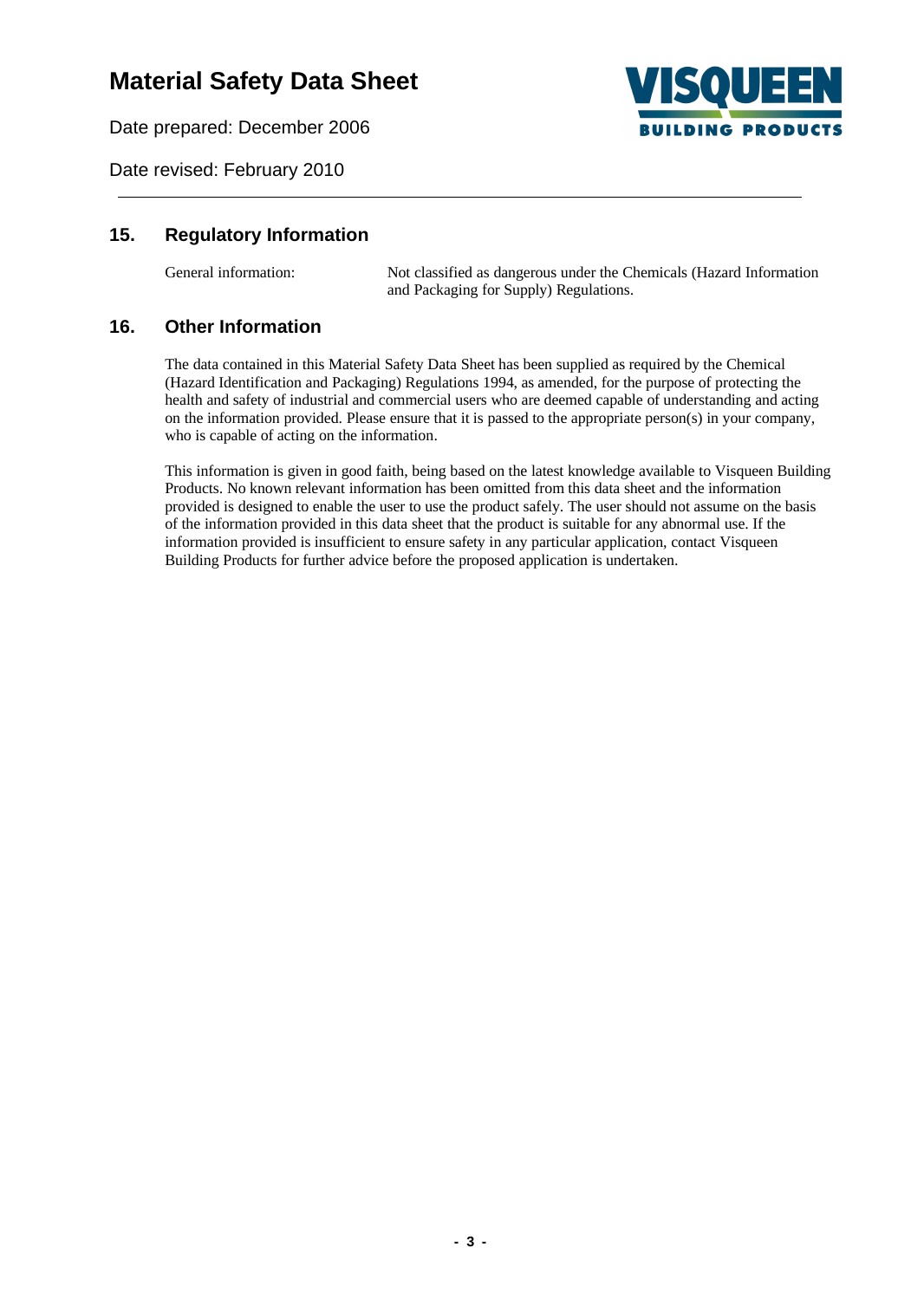# Material Safety Data Sheet

Date prepared: December 2006

Date revised: February 2010

## 15. Regulatory Information

| | |
|---|---|
| General information: | Not classified as dangerous under the Chemicals (Hazard Information and Packaging for Supply) Regulations. |

## 16. Other Information

The data contained in this Material Safety Data Sheet has been supplied as required by the Chemical (Hazard Identification and Packaging) Regulations 1994, as amended, for the purpose of protecting the health and safety of industrial and commercial users who are deemed capable of understanding and acting on the information provided. Please ensure that it is passed to the appropriate person(s) in your company, who is capable of acting on the information.

This information is given in good faith, being based on the latest knowledge available to Visqueen Building Products. No known relevant information has been omitted from this data sheet and the information provided is designed to enable the user to use the product safely. The user should not assume on the basis of the information provided in this data sheet that the product is suitable for any abnormal use. If the information provided is insufficient to ensure safety in any particular application, contact Visqueen Building Products for further advice before the proposed application is undertaken.